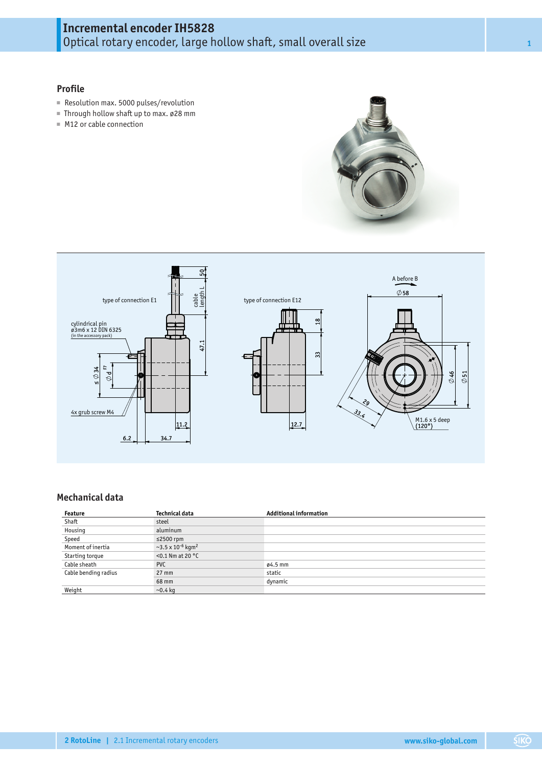# Incremental encoder IH5828

Optical rotary encoder, large hollow shaft, small overall size

## Profile

- Resolution max. 5000 pulses/revolution
- Through hollow shaft up to max. ø28 mm
- M12 or cable connection

type of connection E1

cylindrical pin ø3m6 x 12 DIN 6325 (in the accessory pack)

4x grub screw M4

type of connection E12

A before B

M1.6 x 5 deep (120°)

## Mechanical data

| Feature | Technical data | Additional information |
|---|---|---|
| Shaft | steel | |
| Housing | aluminum | |
| Speed | ≤2500 rpm | |
| Moment of inertia | ~3.5 x $10^{-6}$ kgm$^2$ | |
| Starting torque | <0.1 Nm at 20 °C | |
| Cable sheath | PVC | ø4.5 mm |
| Cable bending radius | 27 mm | static |
| | 68 mm | dynamic |
| Weight | ~0.4 kg | |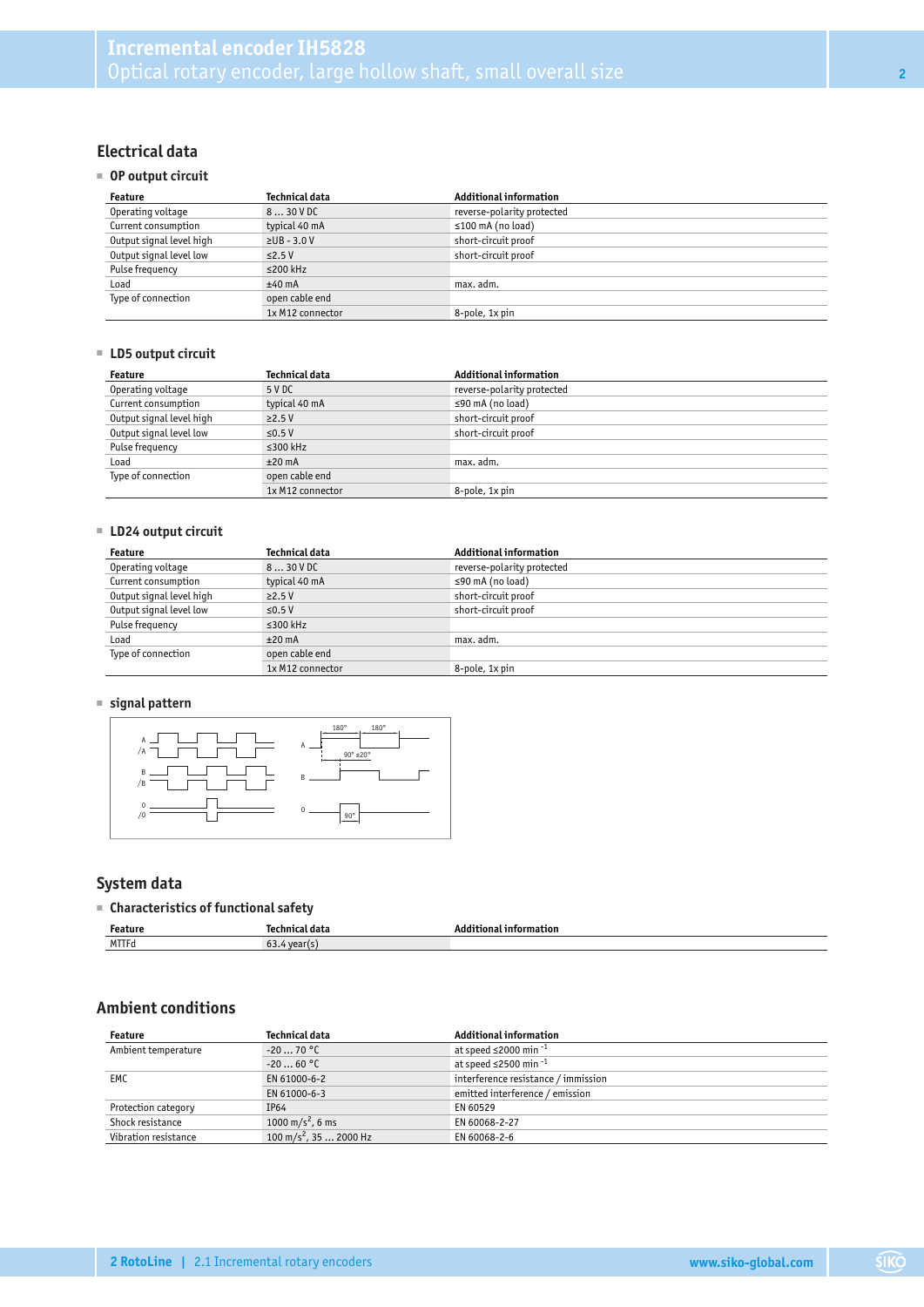## Electrical data

### OP output circuit

| Feature | Technical data | Additional information |
|---|---|---|
| Operating voltage | 8 … 30 V DC | reverse-polarity protected |
| Current consumption | typical 40 mA | ≤100 mA (no load) |
| Output signal level high | ≥UB - 3.0 V | short-circuit proof |
| Output signal level low | ≤2.5 V | short-circuit proof |
| Pulse frequency | ≤200 kHz | |
| Load | ±40 mA | max. adm. |
| Type of connection | open cable end | |
| | 1x M12 connector | 8-pole, 1x pin |

### LD5 output circuit

| Feature | Technical data | Additional information |
|---|---|---|
| Operating voltage | 5 V DC | reverse-polarity protected |
| Current consumption | typical 40 mA | ≤90 mA (no load) |
| Output signal level high | ≥2.5 V | short-circuit proof |
| Output signal level low | ≤0.5 V | short-circuit proof |
| Pulse frequency | ≤300 kHz | |
| Load | ±20 mA | max. adm. |
| Type of connection | open cable end | |
| | 1x M12 connector | 8-pole, 1x pin |

### LD24 output circuit

| Feature | Technical data | Additional information |
|---|---|---|
| Operating voltage | 8 … 30 V DC | reverse-polarity protected |
| Current consumption | typical 40 mA | ≤90 mA (no load) |
| Output signal level high | ≥2.5 V | short-circuit proof |
| Output signal level low | ≤0.5 V | short-circuit proof |
| Pulse frequency | ≤300 kHz | |
| Load | ±20 mA | max. adm. |
| Type of connection | open cable end | |
| | 1x M12 connector | 8-pole, 1x pin |

### signal pattern

## System data

### Characteristics of functional safety

| Feature | Technical data | Additional information |
|---|---|---|
| MTTFd | 63.4 year(s) | |

## Ambient conditions

| Feature | Technical data | Additional information |
|---|---|---|
| Ambient temperature | -20 … 70 °C | at speed ≤2000 $min^{-1}$ |
| | -20 … 60 °C | at speed ≤2500 $min^{-1}$ |
| EMC | EN 61000-6-2 | interference resistance / immission |
| | EN 61000-6-3 | emitted interference / emission |
| Protection category | IP64 | EN 60529 |
| Shock resistance | 1000 $m/s^2$, 6 ms | EN 60068-2-27 |
| Vibration resistance | 100 $m/s^2$, 35 … 2000 Hz | EN 60068-2-6 |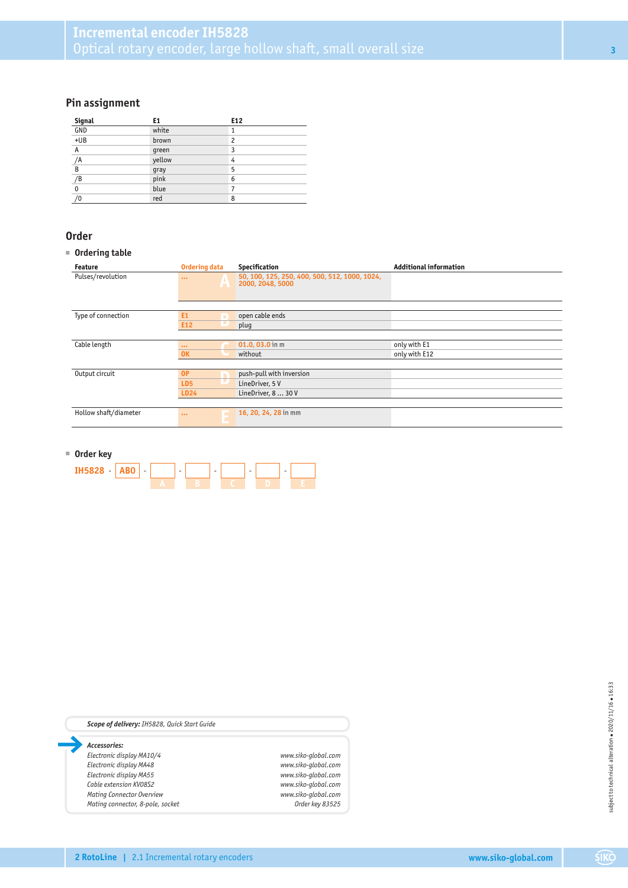## Pin assignment

| Signal | E1 | E12 |
|---|---|---|
| GND | white | 1 |
| +UB | brown | 2 |
| A | green | 3 |
| /A | yellow | 4 |
| B | gray | 5 |
| /B | pink | 6 |
| 0 | blue | 7 |
| /0 | red | 8 |

## Order

### Ordering table

| Feature | Ordering data | | Specification | Additional information |
|---|---|---|---|---|
| Pulses/revolution | ... | A | 50, 100, 125, 250, 400, 500, 512, 1000, 1024, 2000, 2048, 5000 | |
| Type of connection | E1 | B | open cable ends | |
| | E12 | | plug | |
| Cable length | ... | C | 01.0, 03.0 in m | only with E1 |
| | OK | | without | only with E12 |
| Output circuit | OP | D | push-pull with inversion | |
| | LD5 | | LineDriver, 5 V | |
| | LD24 | | LineDriver, 8 ... 30 V | |
| Hollow shaft/diameter | ... | E | 16, 20, 24, 28 in mm | |

### Order key

IH5828 - ABO - [A] - [B] - [C] - [D] - [E]

***Scope of delivery:*** *IH5828, Quick Start Guide*

***Accessories:***

| | |
|---|---|
| *Electronic display MA10/4* | *www.siko-global.com* |
| *Electronic display MA48* | *www.siko-global.com* |
| *Electronic display MA55* | *www.siko-global.com* |
| *Cable extension KV08S2* | *www.siko-global.com* |
| *Mating Connector Overview* | *www.siko-global.com* |
| *Mating connector, 8-pole, socket* | *Order key 83525* |

subject to technical alteration • 2020/11/16 • 16:33